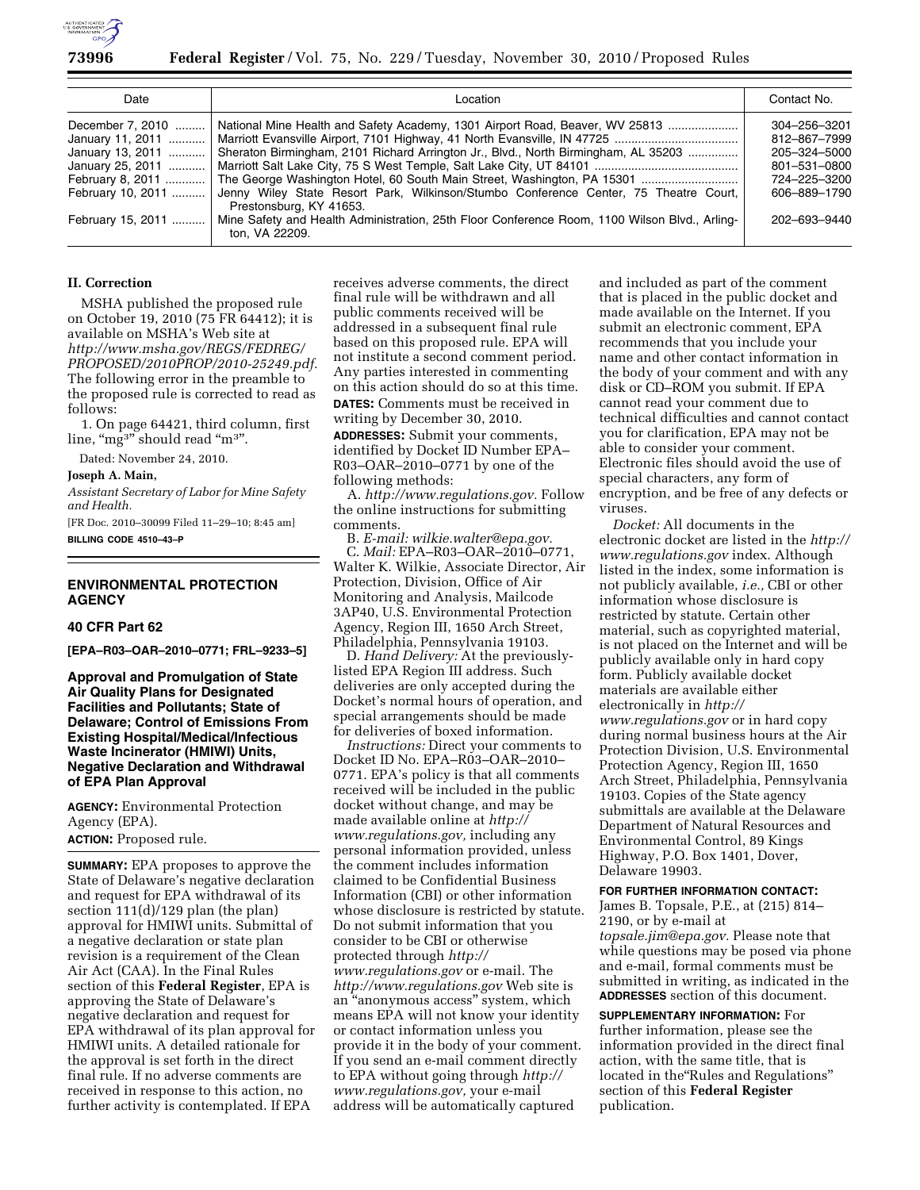| Date | Location | Contact No. |
| --- | --- | --- |
| December 7, 2010 | National Mine Health and Safety Academy, 1301 Airport Road, Beaver, WV 25813 | 304–256–3201 |
| January 11, 2011 | Marriott Evansville Airport, 7101 Highway, 41 North Evansville, IN 47725 | 812–867–7999 |
| January 13, 2011 | Sheraton Birmingham, 2101 Richard Arrington Jr., Blvd., North Birmingham, AL 35203 | 205–324–5000 |
| January 25, 2011 | Marriott Salt Lake City, 75 S West Temple, Salt Lake City, UT 84101 | 801–531–0800 |
| February 8, 2011 | The George Washington Hotel, 60 South Main Street, Washington, PA 15301 | 724–225–3200 |
| February 10, 2011 | Jenny Wiley State Resort Park, Wilkinson/Stumbo Conference Center, 75 Theatre Court, Prestonsburg, KY 41653. | 606–889–1790 |
| February 15, 2011 | Mine Safety and Health Administration, 25th Floor Conference Room, 1100 Wilson Blvd., Arlington, VA 22209. | 202–693–9440 |

## II. Correction

MSHA published the proposed rule on October 19, 2010 (75 FR 64412); it is available on MSHA's Web site at *http://www.msha.gov/REGS/FEDREG/PROPOSED/2010PROP/2010-25249.pdf.* The following error in the preamble to the proposed rule is corrected to read as follows:

1. On page 64421, third column, first line, "$mg^3$" should read "$m^3$".

Dated: November 24, 2010.

**Joseph A. Main,**

*Assistant Secretary of Labor for Mine Safety and Health.*

[FR Doc. 2010–30099 Filed 11–29–10; 8:45 am]

**BILLING CODE 4510–43–P**

---

## ENVIRONMENTAL PROTECTION AGENCY

### 40 CFR Part 62

**[EPA–R03–OAR–2010–0771; FRL–9233–5]**

### Approval and Promulgation of State Air Quality Plans for Designated Facilities and Pollutants; State of Delaware; Control of Emissions From Existing Hospital/Medical/Infectious Waste Incinerator (HMIWI) Units, Negative Declaration and Withdrawal of EPA Plan Approval

**AGENCY:** Environmental Protection Agency (EPA).

**ACTION:** Proposed rule.

**SUMMARY:** EPA proposes to approve the State of Delaware's negative declaration and request for EPA withdrawal of its section 111(d)/129 plan (the plan) approval for HMIWI units. Submittal of a negative declaration or state plan revision is a requirement of the Clean Air Act (CAA). In the Final Rules section of this **Federal Register**, EPA is approving the State of Delaware's negative declaration and request for EPA withdrawal of its plan approval for HMIWI units. A detailed rationale for the approval is set forth in the direct final rule. If no adverse comments are received in response to this action, no further activity is contemplated. If EPA receives adverse comments, the direct final rule will be withdrawn and all public comments received will be addressed in a subsequent final rule based on this proposed rule. EPA will not institute a second comment period. Any parties interested in commenting on this action should do so at this time.

**DATES:** Comments must be received in writing by December 30, 2010.

**ADDRESSES:** Submit your comments, identified by Docket ID Number EPA–R03–OAR–2010–0771 by one of the following methods:

A. *http://www.regulations.gov.* Follow the online instructions for submitting comments.

B. *E-mail: wilkie.walter@epa.gov.*

C. *Mail:* EPA–R03–OAR–2010–0771, Walter K. Wilkie, Associate Director, Air Protection, Division, Office of Air Monitoring and Analysis, Mailcode 3AP40, U.S. Environmental Protection Agency, Region III, 1650 Arch Street, Philadelphia, Pennsylvania 19103.

D. *Hand Delivery:* At the previously-listed EPA Region III address. Such deliveries are only accepted during the Docket's normal hours of operation, and special arrangements should be made for deliveries of boxed information.

*Instructions:* Direct your comments to Docket ID No. EPA–R03–OAR–2010–0771. EPA's policy is that all comments received will be included in the public docket without change, and may be made available online at *http://www.regulations.gov,* including any personal information provided, unless the comment includes information claimed to be Confidential Business Information (CBI) or other information whose disclosure is restricted by statute. Do not submit information that you consider to be CBI or otherwise protected through *http://www.regulations.gov* or e-mail. The *http://www.regulations.gov* Web site is an "anonymous access" system, which means EPA will not know your identity or contact information unless you provide it in the body of your comment. If you send an e-mail comment directly to EPA without going through *http://www.regulations.gov,* your e-mail address will be automatically captured and included as part of the comment that is placed in the public docket and made available on the Internet. If you submit an electronic comment, EPA recommends that you include your name and other contact information in the body of your comment and with any disk or CD–ROM you submit. If EPA cannot read your comment due to technical difficulties and cannot contact you for clarification, EPA may not be able to consider your comment. Electronic files should avoid the use of special characters, any form of encryption, and be free of any defects or viruses.

*Docket:* All documents in the electronic docket are listed in the *http://www.regulations.gov* index. Although listed in the index, some information is not publicly available, *i.e.,* CBI or other information whose disclosure is restricted by statute. Certain other material, such as copyrighted material, is not placed on the Internet and will be publicly available only in hard copy form. Publicly available docket materials are available either electronically in *http://www.regulations.gov* or in hard copy during normal business hours at the Air Protection Division, U.S. Environmental Protection Agency, Region III, 1650 Arch Street, Philadelphia, Pennsylvania 19103. Copies of the State agency submittals are available at the Delaware Department of Natural Resources and Environmental Control, 89 Kings Highway, P.O. Box 1401, Dover, Delaware 19903.

**FOR FURTHER INFORMATION CONTACT:** James B. Topsale, P.E., at (215) 814–2190, or by e-mail at *topsale.jim@epa.gov.* Please note that while questions may be posed via phone and e-mail, formal comments must be submitted in writing, as indicated in the **ADDRESSES** section of this document.

**SUPPLEMENTARY INFORMATION:** For further information, please see the information provided in the direct final action, with the same title, that is located in the"Rules and Regulations" section of this **Federal Register** publication.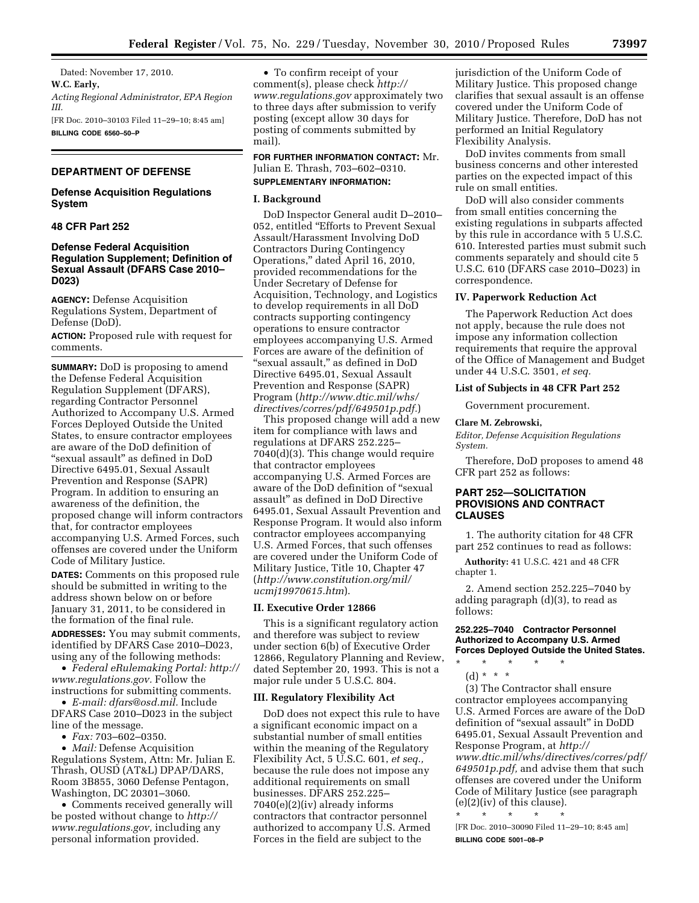Dated: November 17, 2010.

**W.C. Early,**

*Acting Regional Administrator, EPA Region III.*

[FR Doc. 2010–30103 Filed 11–29–10; 8:45 am]

**BILLING CODE 6560–50–P**

## DEPARTMENT OF DEFENSE

### Defense Acquisition Regulations System

### 48 CFR Part 252

### Defense Federal Acquisition Regulation Supplement; Definition of Sexual Assault (DFARS Case 2010–D023)

**AGENCY:** Defense Acquisition Regulations System, Department of Defense (DoD).

**ACTION:** Proposed rule with request for comments.

**SUMMARY:** DoD is proposing to amend the Defense Federal Acquisition Regulation Supplement (DFARS), regarding Contractor Personnel Authorized to Accompany U.S. Armed Forces Deployed Outside the United States, to ensure contractor employees are aware of the DoD definition of "sexual assault" as defined in DoD Directive 6495.01, Sexual Assault Prevention and Response (SAPR) Program. In addition to ensuring an awareness of the definition, the proposed change will inform contractors that, for contractor employees accompanying U.S. Armed Forces, such offenses are covered under the Uniform Code of Military Justice.

**DATES:** Comments on this proposed rule should be submitted in writing to the address shown below on or before January 31, 2011, to be considered in the formation of the final rule.

**ADDRESSES:** You may submit comments, identified by DFARS Case 2010–D023, using any of the following methods:

- *Federal eRulemaking Portal: http://www.regulations.gov.* Follow the instructions for submitting comments.
- *E-mail: dfars@osd.mil.* Include DFARS Case 2010–D023 in the subject line of the message.
- *Fax:* 703–602–0350.
- *Mail:* Defense Acquisition Regulations System, Attn: Mr. Julian E. Thrash, OUSD (AT&L) DPAP/DARS, Room 3B855, 3060 Defense Pentagon, Washington, DC 20301–3060.
- Comments received generally will be posted without change to *http://www.regulations.gov,* including any personal information provided.
- To confirm receipt of your comment(s), please check *http://www.regulations.gov* approximately two to three days after submission to verify posting (except allow 30 days for posting of comments submitted by mail).

**FOR FURTHER INFORMATION CONTACT:** Mr. Julian E. Thrash, 703–602–0310.

**SUPPLEMENTARY INFORMATION:**

#### I. Background

DoD Inspector General audit D–2010–052, entitled "Efforts to Prevent Sexual Assault/Harassment Involving DoD Contractors During Contingency Operations," dated April 16, 2010, provided recommendations for the Under Secretary of Defense for Acquisition, Technology, and Logistics to develop requirements in all DoD contracts supporting contingency operations to ensure contractor employees accompanying U.S. Armed Forces are aware of the definition of "sexual assault," as defined in DoD Directive 6495.01, Sexual Assault Prevention and Response (SAPR) Program (*http://www.dtic.mil/whs/directives/corres/pdf/649501p.pdf.*)

This proposed change will add a new item for compliance with laws and regulations at DFARS 252.225–7040(d)(3). This change would require that contractor employees accompanying U.S. Armed Forces are aware of the DoD definition of "sexual assault" as defined in DoD Directive 6495.01, Sexual Assault Prevention and Response Program. It would also inform contractor employees accompanying U.S. Armed Forces, that such offenses are covered under the Uniform Code of Military Justice, Title 10, Chapter 47 (*http://www.constitution.org/mil/ucmj19970615.htm*).

#### II. Executive Order 12866

This is a significant regulatory action and therefore was subject to review under section 6(b) of Executive Order 12866, Regulatory Planning and Review, dated September 20, 1993. This is not a major rule under 5 U.S.C. 804.

#### III. Regulatory Flexibility Act

DoD does not expect this rule to have a significant economic impact on a substantial number of small entities within the meaning of the Regulatory Flexibility Act, 5 U.S.C. 601, *et seq.,* because the rule does not impose any additional requirements on small businesses. DFARS 252.225–7040(e)(2)(iv) already informs contractors that contractor personnel authorized to accompany U.S. Armed Forces in the field are subject to the jurisdiction of the Uniform Code of Military Justice. This proposed change clarifies that sexual assault is an offense covered under the Uniform Code of Military Justice. Therefore, DoD has not performed an Initial Regulatory Flexibility Analysis.

DoD invites comments from small business concerns and other interested parties on the expected impact of this rule on small entities.

DoD will also consider comments from small entities concerning the existing regulations in subparts affected by this rule in accordance with 5 U.S.C. 610. Interested parties must submit such comments separately and should cite 5 U.S.C. 610 (DFARS case 2010–D023) in correspondence.

#### IV. Paperwork Reduction Act

The Paperwork Reduction Act does not apply, because the rule does not impose any information collection requirements that require the approval of the Office of Management and Budget under 44 U.S.C. 3501, *et seq.*

#### List of Subjects in 48 CFR Part 252

Government procurement.

**Clare M. Zebrowski,**

*Editor, Defense Acquisition Regulations System.*

Therefore, DoD proposes to amend 48 CFR part 252 as follows:

### PART 252—SOLICITATION PROVISIONS AND CONTRACT CLAUSES

1. The authority citation for 48 CFR part 252 continues to read as follows:

**Authority:** 41 U.S.C. 421 and 48 CFR chapter 1.

2. Amend section 252.225–7040 by adding paragraph (d)(3), to read as follows:

**252.225–7040 Contractor Personnel Authorized to Accompany U.S. Armed Forces Deployed Outside the United States.**

\* \* \* \* \*

(d) \* \* \*

(3) The Contractor shall ensure contractor employees accompanying U.S. Armed Forces are aware of the DoD definition of "sexual assault" in DoDD 6495.01, Sexual Assault Prevention and Response Program, at *http://www.dtic.mil/whs/directives/corres/pdf/649501p.pdf,* and advise them that such offenses are covered under the Uniform Code of Military Justice (see paragraph (e)(2)(iv) of this clause).

\* \* \* \* \*

[FR Doc. 2010–30090 Filed 11–29–10; 8:45 am]

**BILLING CODE 5001–08–P**